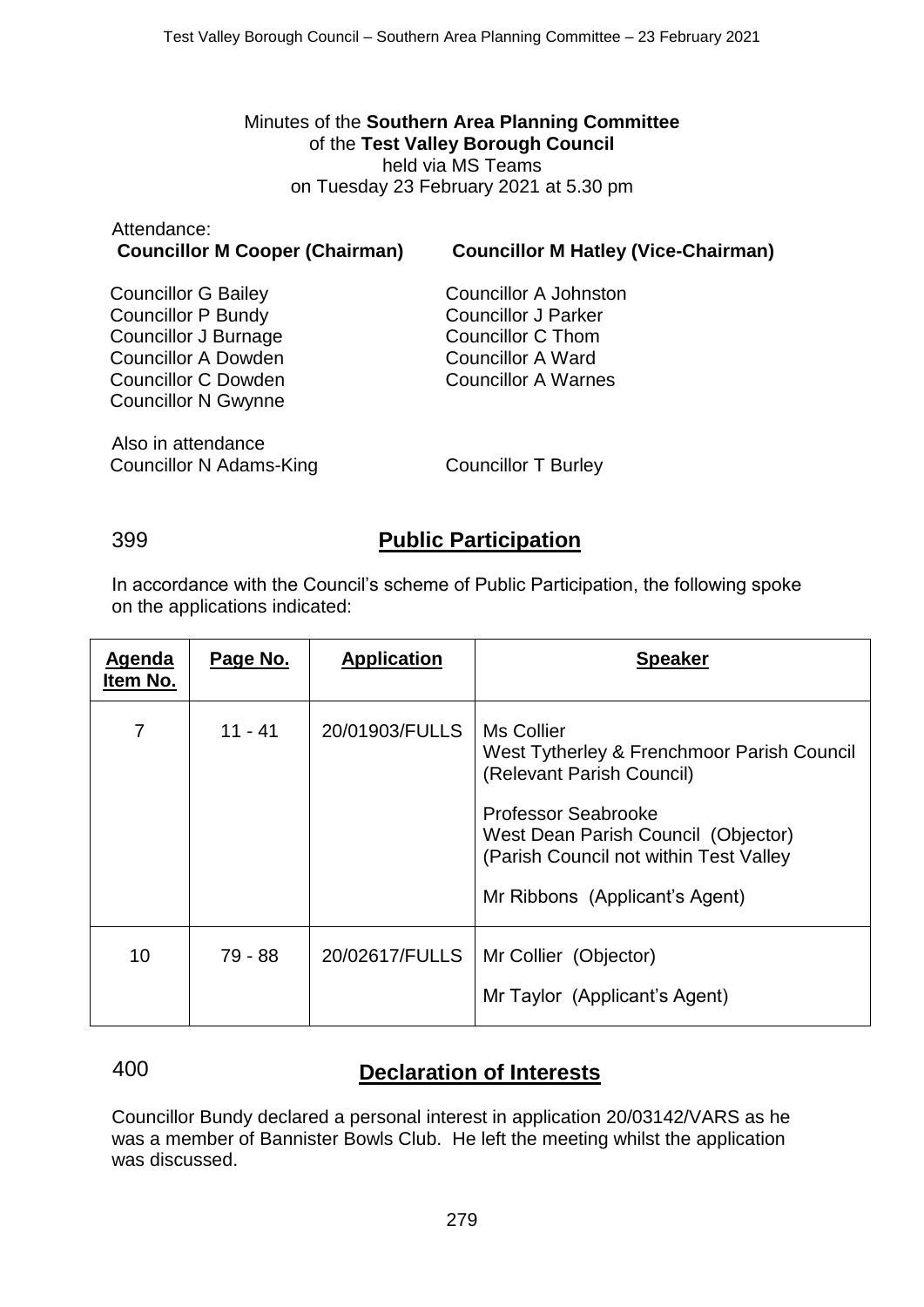Minutes of the **Southern Area Planning Committee**
of the **Test Valley Borough Council**
held via MS Teams
on Tuesday 23 February 2021 at 5.30 pm

Attendance:

**Councillor M Cooper (Chairman)**

**Councillor M Hatley (Vice-Chairman)**

Councillor G Bailey
Councillor P Bundy
Councillor J Burnage
Councillor A Dowden
Councillor C Dowden
Councillor N Gwynne
Councillor A Johnston
Councillor J Parker
Councillor C Thom
Councillor A Ward
Councillor A Warnes

Also in attendance
Councillor N Adams-King
Councillor T Burley

## 399 Public Participation

In accordance with the Council's scheme of Public Participation, the following spoke on the applications indicated:

| Agenda Item No. | Page No. | Application | Speaker |
|---|---|---|---|
| 7 | 11 - 41 | 20/01903/FULLS | Ms Collier<br>West Tytherley & Frenchmoor Parish Council (Relevant Parish Council)<br><br>Professor Seabrooke<br>West Dean Parish Council (Objector)<br>(Parish Council not within Test Valley<br><br>Mr Ribbons (Applicant's Agent) |
| 10 | 79 - 88 | 20/02617/FULLS | Mr Collier (Objector)<br><br>Mr Taylor (Applicant's Agent) |

## 400 Declaration of Interests

Councillor Bundy declared a personal interest in application 20/03142/VARS as he was a member of Bannister Bowls Club. He left the meeting whilst the application was discussed.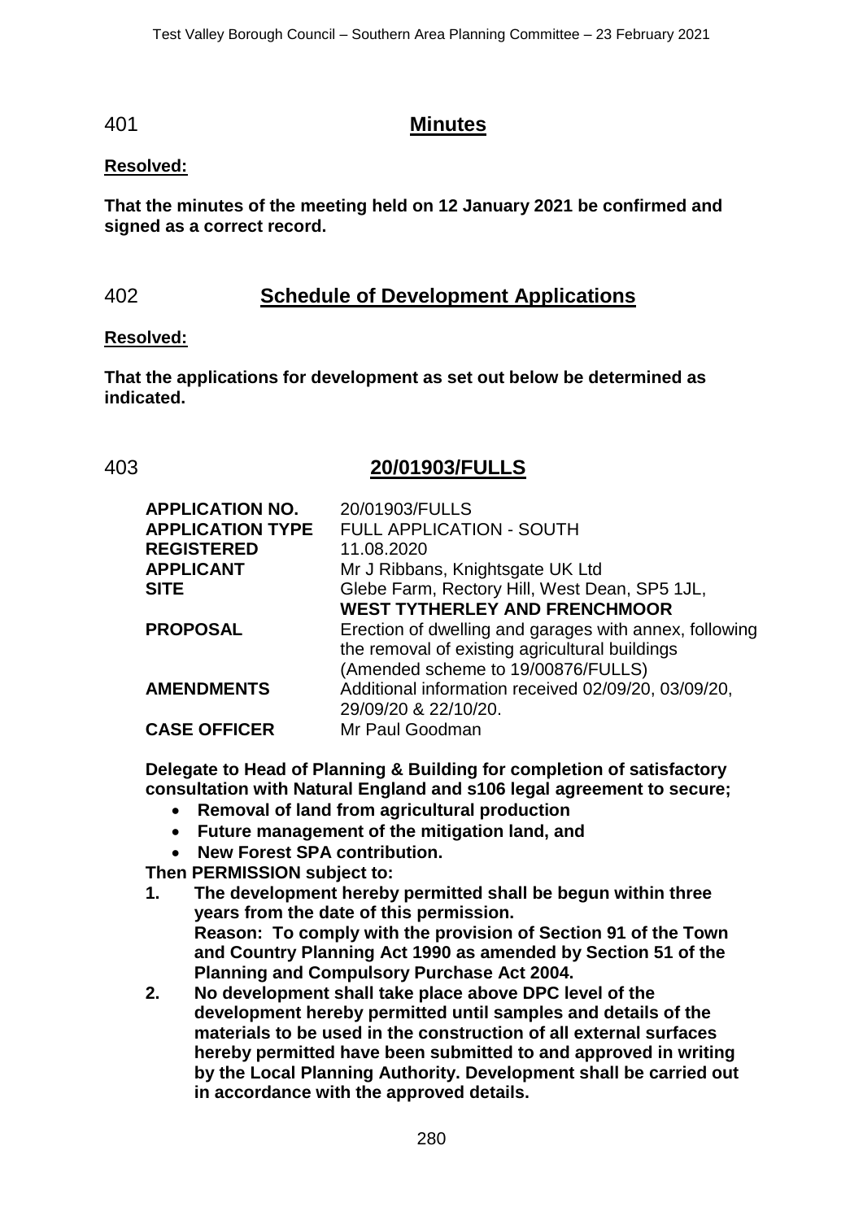## 401 Minutes

**Resolved:**

**That the minutes of the meeting held on 12 January 2021 be confirmed and signed as a correct record.**

## 402 Schedule of Development Applications

**Resolved:**

**That the applications for development as set out below be determined as indicated.**

## 403 20/01903/FULLS

| | |
|---|---|
| **APPLICATION NO.** | 20/01903/FULLS |
| **APPLICATION TYPE** | FULL APPLICATION - SOUTH |
| **REGISTERED** | 11.08.2020 |
| **APPLICANT** | Mr J Ribbans, Knightsgate UK Ltd |
| **SITE** | Glebe Farm, Rectory Hill, West Dean, SP5 1JL, **WEST TYTHERLEY AND FRENCHMOOR** |
| **PROPOSAL** | Erection of dwelling and garages with annex, following the removal of existing agricultural buildings (Amended scheme to 19/00876/FULLS) |
| **AMENDMENTS** | Additional information received 02/09/20, 03/09/20, 29/09/20 & 22/10/20. |
| **CASE OFFICER** | Mr Paul Goodman |

**Delegate to Head of Planning & Building for completion of satisfactory consultation with Natural England and s106 legal agreement to secure;**

- **Removal of land from agricultural production**
- **Future management of the mitigation land, and**
- **New Forest SPA contribution.**

**Then PERMISSION subject to:**

1. **The development hereby permitted shall be begun within three years from the date of this permission.**
   **Reason: To comply with the provision of Section 91 of the Town and Country Planning Act 1990 as amended by Section 51 of the Planning and Compulsory Purchase Act 2004.**
2. **No development shall take place above DPC level of the development hereby permitted until samples and details of the materials to be used in the construction of all external surfaces hereby permitted have been submitted to and approved in writing by the Local Planning Authority. Development shall be carried out in accordance with the approved details.**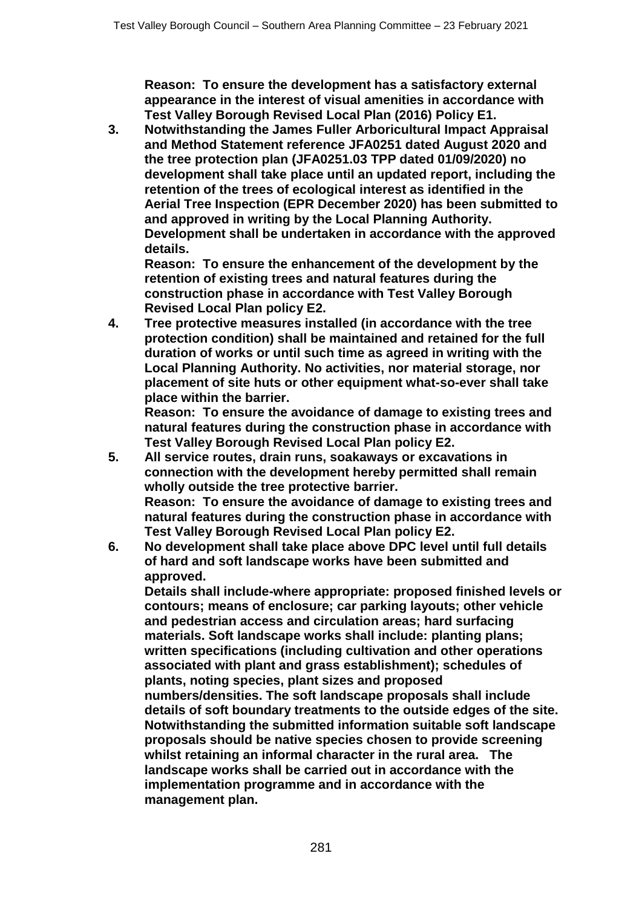**Reason: To ensure the development has a satisfactory external appearance in the interest of visual amenities in accordance with Test Valley Borough Revised Local Plan (2016) Policy E1.**

3. **Notwithstanding the James Fuller Arboricultural Impact Appraisal and Method Statement reference JFA0251 dated August 2020 and the tree protection plan (JFA0251.03 TPP dated 01/09/2020) no development shall take place until an updated report, including the retention of the trees of ecological interest as identified in the Aerial Tree Inspection (EPR December 2020) has been submitted to and approved in writing by the Local Planning Authority. Development shall be undertaken in accordance with the approved details.**
   **Reason: To ensure the enhancement of the development by the retention of existing trees and natural features during the construction phase in accordance with Test Valley Borough Revised Local Plan policy E2.**
4. **Tree protective measures installed (in accordance with the tree protection condition) shall be maintained and retained for the full duration of works or until such time as agreed in writing with the Local Planning Authority. No activities, nor material storage, nor placement of site huts or other equipment what-so-ever shall take place within the barrier.**
   **Reason: To ensure the avoidance of damage to existing trees and natural features during the construction phase in accordance with Test Valley Borough Revised Local Plan policy E2.**
5. **All service routes, drain runs, soakaways or excavations in connection with the development hereby permitted shall remain wholly outside the tree protective barrier.**
   **Reason: To ensure the avoidance of damage to existing trees and natural features during the construction phase in accordance with Test Valley Borough Revised Local Plan policy E2.**
6. **No development shall take place above DPC level until full details of hard and soft landscape works have been submitted and approved.**
   **Details shall include-where appropriate: proposed finished levels or contours; means of enclosure; car parking layouts; other vehicle and pedestrian access and circulation areas; hard surfacing materials. Soft landscape works shall include: planting plans; written specifications (including cultivation and other operations associated with plant and grass establishment); schedules of plants, noting species, plant sizes and proposed numbers/densities. The soft landscape proposals shall include details of soft boundary treatments to the outside edges of the site. Notwithstanding the submitted information suitable soft landscape proposals should be native species chosen to provide screening whilst retaining an informal character in the rural area. The landscape works shall be carried out in accordance with the implementation programme and in accordance with the management plan.**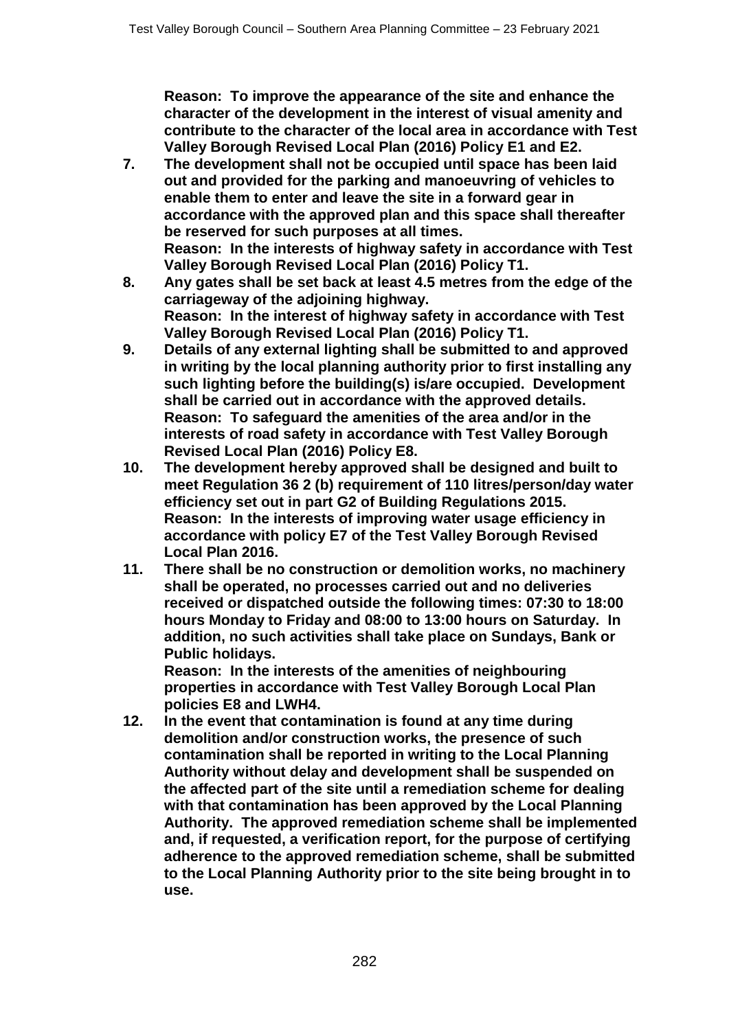**Reason: To improve the appearance of the site and enhance the character of the development in the interest of visual amenity and contribute to the character of the local area in accordance with Test Valley Borough Revised Local Plan (2016) Policy E1 and E2.**

7. **The development shall not be occupied until space has been laid out and provided for the parking and manoeuvring of vehicles to enable them to enter and leave the site in a forward gear in accordance with the approved plan and this space shall thereafter be reserved for such purposes at all times.**
   **Reason: In the interests of highway safety in accordance with Test Valley Borough Revised Local Plan (2016) Policy T1.**
8. **Any gates shall be set back at least 4.5 metres from the edge of the carriageway of the adjoining highway.**
   **Reason: In the interest of highway safety in accordance with Test Valley Borough Revised Local Plan (2016) Policy T1.**
9. **Details of any external lighting shall be submitted to and approved in writing by the local planning authority prior to first installing any such lighting before the building(s) is/are occupied. Development shall be carried out in accordance with the approved details.**
   **Reason: To safeguard the amenities of the area and/or in the interests of road safety in accordance with Test Valley Borough Revised Local Plan (2016) Policy E8.**
10. **The development hereby approved shall be designed and built to meet Regulation 36 2 (b) requirement of 110 litres/person/day water efficiency set out in part G2 of Building Regulations 2015.**
    **Reason: In the interests of improving water usage efficiency in accordance with policy E7 of the Test Valley Borough Revised Local Plan 2016.**
11. **There shall be no construction or demolition works, no machinery shall be operated, no processes carried out and no deliveries received or dispatched outside the following times: 07:30 to 18:00 hours Monday to Friday and 08:00 to 13:00 hours on Saturday. In addition, no such activities shall take place on Sundays, Bank or Public holidays.**
    **Reason: In the interests of the amenities of neighbouring properties in accordance with Test Valley Borough Local Plan policies E8 and LWH4.**
12. **In the event that contamination is found at any time during demolition and/or construction works, the presence of such contamination shall be reported in writing to the Local Planning Authority without delay and development shall be suspended on the affected part of the site until a remediation scheme for dealing with that contamination has been approved by the Local Planning Authority. The approved remediation scheme shall be implemented and, if requested, a verification report, for the purpose of certifying adherence to the approved remediation scheme, shall be submitted to the Local Planning Authority prior to the site being brought in to use.**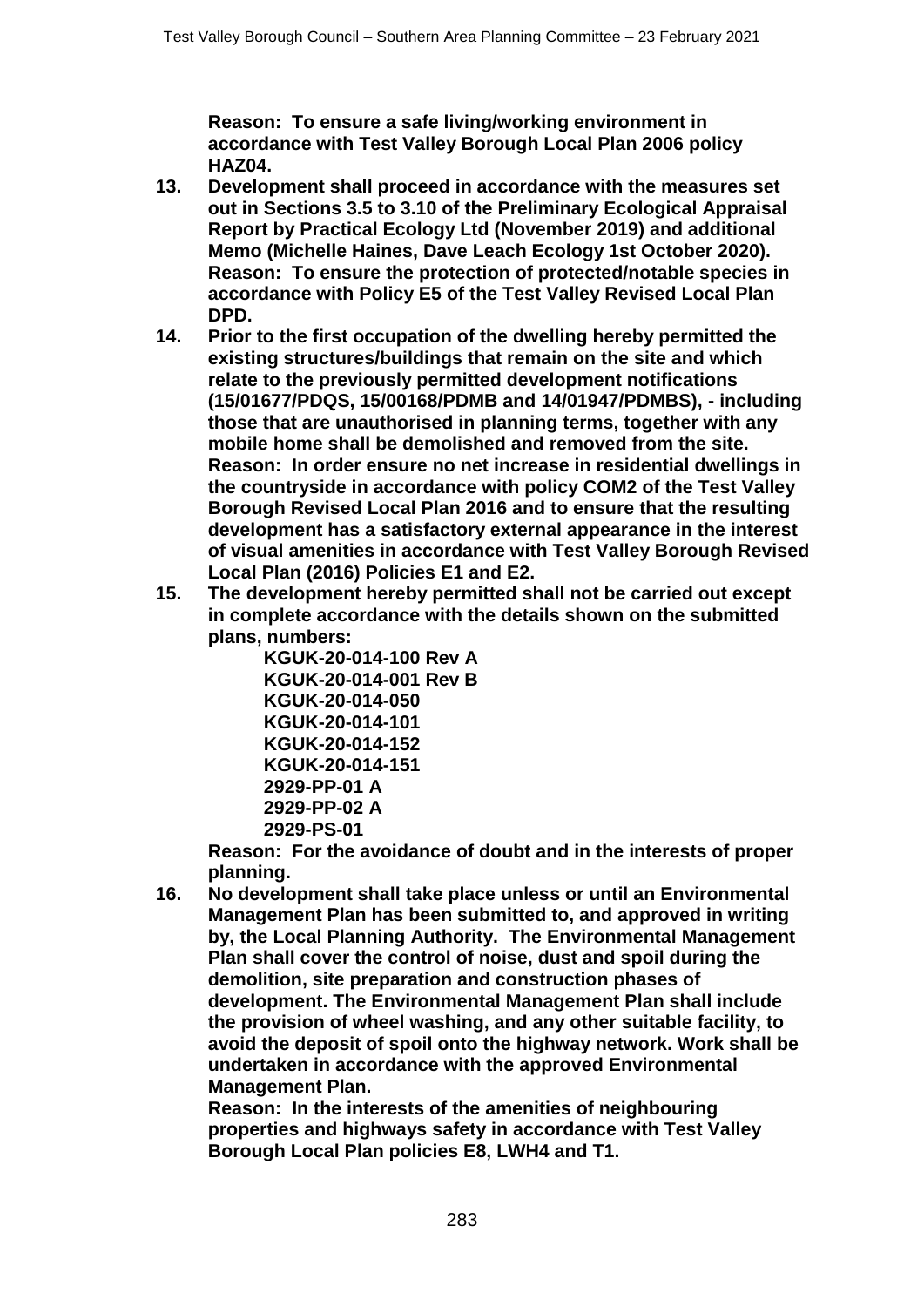**Reason: To ensure a safe living/working environment in accordance with Test Valley Borough Local Plan 2006 policy HAZ04.**

13. **Development shall proceed in accordance with the measures set out in Sections 3.5 to 3.10 of the Preliminary Ecological Appraisal Report by Practical Ecology Ltd (November 2019) and additional Memo (Michelle Haines, Dave Leach Ecology 1st October 2020).**
    **Reason: To ensure the protection of protected/notable species in accordance with Policy E5 of the Test Valley Revised Local Plan DPD.**
14. **Prior to the first occupation of the dwelling hereby permitted the existing structures/buildings that remain on the site and which relate to the previously permitted development notifications (15/01677/PDQS, 15/00168/PDMB and 14/01947/PDMBS), - including those that are unauthorised in planning terms, together with any mobile home shall be demolished and removed from the site.**
    **Reason: In order ensure no net increase in residential dwellings in the countryside in accordance with policy COM2 of the Test Valley Borough Revised Local Plan 2016 and to ensure that the resulting development has a satisfactory external appearance in the interest of visual amenities in accordance with Test Valley Borough Revised Local Plan (2016) Policies E1 and E2.**
15. **The development hereby permitted shall not be carried out except in complete accordance with the details shown on the submitted plans, numbers:**
    **KGUK-20-014-100 Rev A**
    **KGUK-20-014-001 Rev B**
    **KGUK-20-014-050**
    **KGUK-20-014-101**
    **KGUK-20-014-152**
    **KGUK-20-014-151**
    **2929-PP-01 A**
    **2929-PP-02 A**
    **2929-PS-01**
    **Reason: For the avoidance of doubt and in the interests of proper planning.**
16. **No development shall take place unless or until an Environmental Management Plan has been submitted to, and approved in writing by, the Local Planning Authority. The Environmental Management Plan shall cover the control of noise, dust and spoil during the demolition, site preparation and construction phases of development. The Environmental Management Plan shall include the provision of wheel washing, and any other suitable facility, to avoid the deposit of spoil onto the highway network. Work shall be undertaken in accordance with the approved Environmental Management Plan.**
    **Reason: In the interests of the amenities of neighbouring properties and highways safety in accordance with Test Valley Borough Local Plan policies E8, LWH4 and T1.**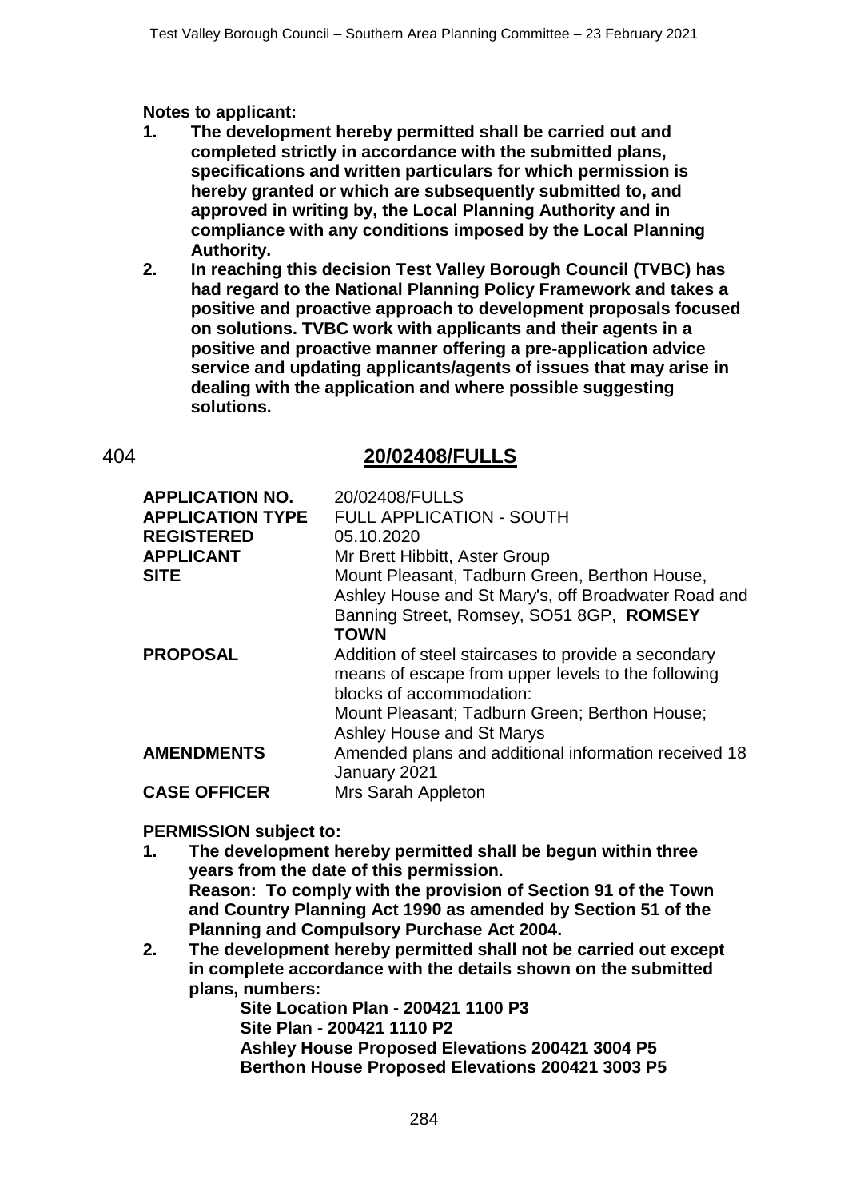**Notes to applicant:**

1. **The development hereby permitted shall be carried out and completed strictly in accordance with the submitted plans, specifications and written particulars for which permission is hereby granted or which are subsequently submitted to, and approved in writing by, the Local Planning Authority and in compliance with any conditions imposed by the Local Planning Authority.**
2. **In reaching this decision Test Valley Borough Council (TVBC) has had regard to the National Planning Policy Framework and takes a positive and proactive approach to development proposals focused on solutions. TVBC work with applicants and their agents in a positive and proactive manner offering a pre-application advice service and updating applicants/agents of issues that may arise in dealing with the application and where possible suggesting solutions.**

## 404 **20/02408/FULLS**

| | |
|---|---|
| **APPLICATION NO.** | 20/02408/FULLS |
| **APPLICATION TYPE** | FULL APPLICATION - SOUTH |
| **REGISTERED** | 05.10.2020 |
| **APPLICANT** | Mr Brett Hibbitt, Aster Group |
| **SITE** | Mount Pleasant, Tadburn Green, Berthon House, Ashley House and St Mary's, off Broadwater Road and Banning Street, Romsey, SO51 8GP, **ROMSEY TOWN** |
| **PROPOSAL** | Addition of steel staircases to provide a secondary means of escape from upper levels to the following blocks of accommodation: Mount Pleasant; Tadburn Green; Berthon House; Ashley House and St Marys |
| **AMENDMENTS** | Amended plans and additional information received 18 January 2021 |
| **CASE OFFICER** | Mrs Sarah Appleton |

**PERMISSION subject to:**

1. **The development hereby permitted shall be begun within three years from the date of this permission.**
   **Reason: To comply with the provision of Section 91 of the Town and Country Planning Act 1990 as amended by Section 51 of the Planning and Compulsory Purchase Act 2004.**
2. **The development hereby permitted shall not be carried out except in complete accordance with the details shown on the submitted plans, numbers:**
   **Site Location Plan - 200421 1100 P3**
   **Site Plan - 200421 1110 P2**
   **Ashley House Proposed Elevations 200421 3004 P5**
   **Berthon House Proposed Elevations 200421 3003 P5**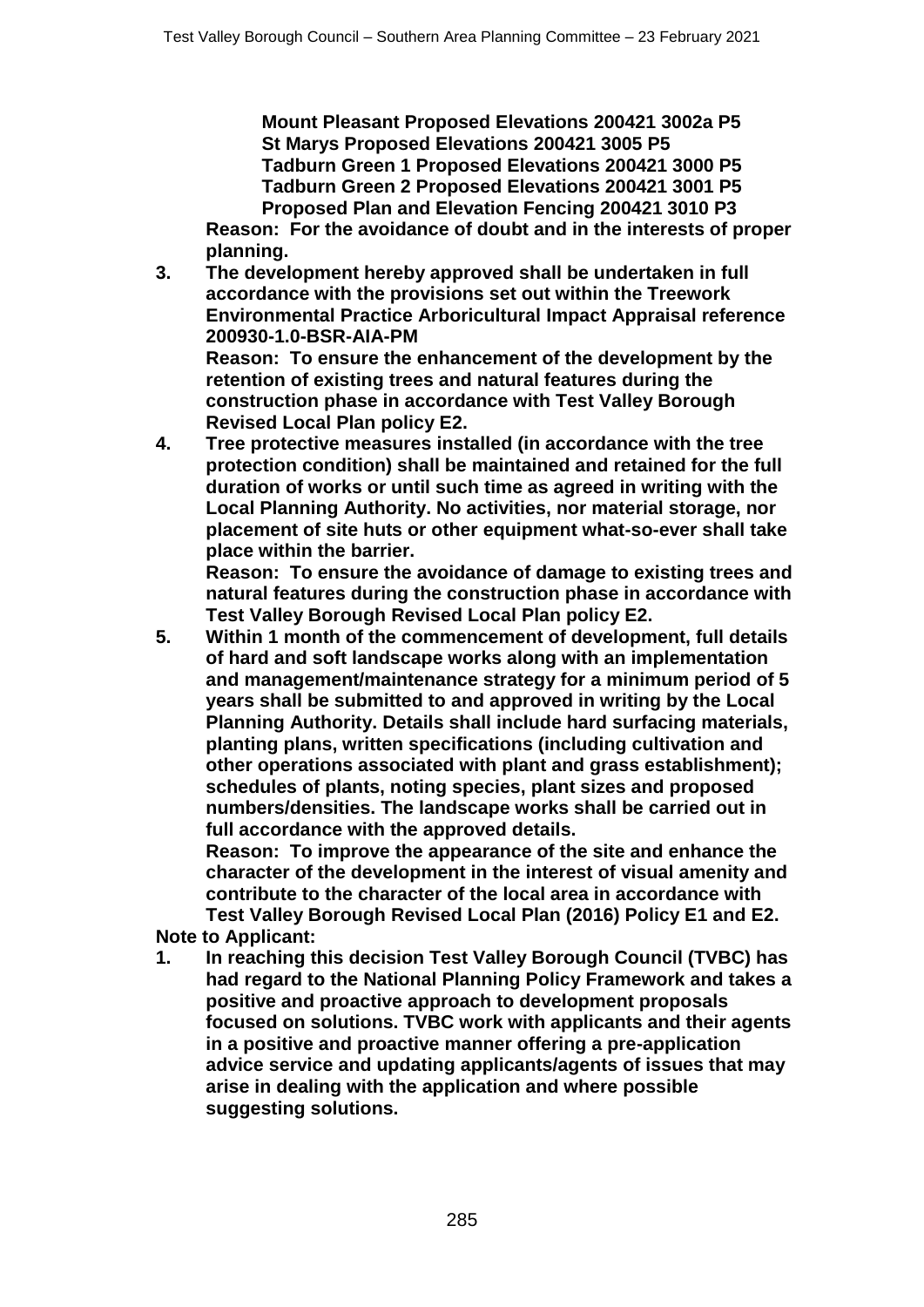**Mount Pleasant Proposed Elevations 200421 3002a P5**
**St Marys Proposed Elevations 200421 3005 P5**
**Tadburn Green 1 Proposed Elevations 200421 3000 P5**
**Tadburn Green 2 Proposed Elevations 200421 3001 P5**
**Proposed Plan and Elevation Fencing 200421 3010 P3**

**Reason: For the avoidance of doubt and in the interests of proper planning.**

3. **The development hereby approved shall be undertaken in full accordance with the provisions set out within the Treework Environmental Practice Arboricultural Impact Appraisal reference 200930-1.0-BSR-AIA-PM**
   **Reason: To ensure the enhancement of the development by the retention of existing trees and natural features during the construction phase in accordance with Test Valley Borough Revised Local Plan policy E2.**
4. **Tree protective measures installed (in accordance with the tree protection condition) shall be maintained and retained for the full duration of works or until such time as agreed in writing with the Local Planning Authority. No activities, nor material storage, nor placement of site huts or other equipment what-so-ever shall take place within the barrier.**
   **Reason: To ensure the avoidance of damage to existing trees and natural features during the construction phase in accordance with Test Valley Borough Revised Local Plan policy E2.**
5. **Within 1 month of the commencement of development, full details of hard and soft landscape works along with an implementation and management/maintenance strategy for a minimum period of 5 years shall be submitted to and approved in writing by the Local Planning Authority. Details shall include hard surfacing materials, planting plans, written specifications (including cultivation and other operations associated with plant and grass establishment); schedules of plants, noting species, plant sizes and proposed numbers/densities. The landscape works shall be carried out in full accordance with the approved details.**
   **Reason: To improve the appearance of the site and enhance the character of the development in the interest of visual amenity and contribute to the character of the local area in accordance with Test Valley Borough Revised Local Plan (2016) Policy E1 and E2.**

**Note to Applicant:**

1. **In reaching this decision Test Valley Borough Council (TVBC) has had regard to the National Planning Policy Framework and takes a positive and proactive approach to development proposals focused on solutions. TVBC work with applicants and their agents in a positive and proactive manner offering a pre-application advice service and updating applicants/agents of issues that may arise in dealing with the application and where possible suggesting solutions.**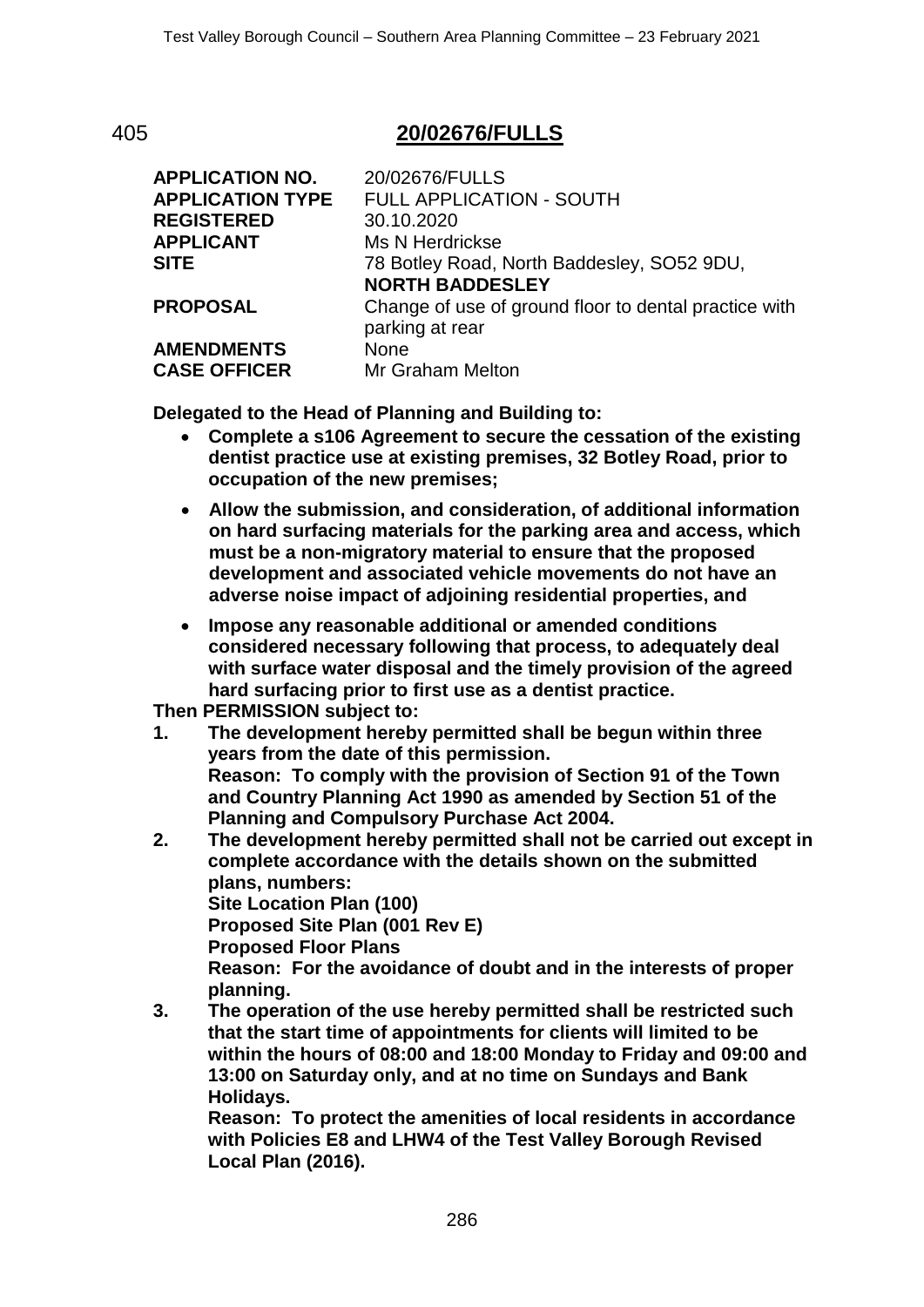## 405 **20/02676/FULLS**

| | |
|---|---|
| **APPLICATION NO.** | 20/02676/FULLS |
| **APPLICATION TYPE** | FULL APPLICATION - SOUTH |
| **REGISTERED** | 30.10.2020 |
| **APPLICANT** | Ms N Herdrickse |
| **SITE** | 78 Botley Road, North Baddesley, SO52 9DU, **NORTH BADDESLEY** |
| **PROPOSAL** | Change of use of ground floor to dental practice with parking at rear |
| **AMENDMENTS** | None |
| **CASE OFFICER** | Mr Graham Melton |

**Delegated to the Head of Planning and Building to:**

- **Complete a s106 Agreement to secure the cessation of the existing dentist practice use at existing premises, 32 Botley Road, prior to occupation of the new premises;**
- **Allow the submission, and consideration, of additional information on hard surfacing materials for the parking area and access, which must be a non-migratory material to ensure that the proposed development and associated vehicle movements do not have an adverse noise impact of adjoining residential properties, and**
- **Impose any reasonable additional or amended conditions considered necessary following that process, to adequately deal with surface water disposal and the timely provision of the agreed hard surfacing prior to first use as a dentist practice.**

**Then PERMISSION subject to:**

1. **The development hereby permitted shall be begun within three years from the date of this permission.**
   **Reason: To comply with the provision of Section 91 of the Town and Country Planning Act 1990 as amended by Section 51 of the Planning and Compulsory Purchase Act 2004.**
2. **The development hereby permitted shall not be carried out except in complete accordance with the details shown on the submitted plans, numbers:**
   **Site Location Plan (100)**
   **Proposed Site Plan (001 Rev E)**
   **Proposed Floor Plans**
   **Reason: For the avoidance of doubt and in the interests of proper planning.**
3. **The operation of the use hereby permitted shall be restricted such that the start time of appointments for clients will limited to be within the hours of 08:00 and 18:00 Monday to Friday and 09:00 and 13:00 on Saturday only, and at no time on Sundays and Bank Holidays.**
   **Reason: To protect the amenities of local residents in accordance with Policies E8 and LHW4 of the Test Valley Borough Revised Local Plan (2016).**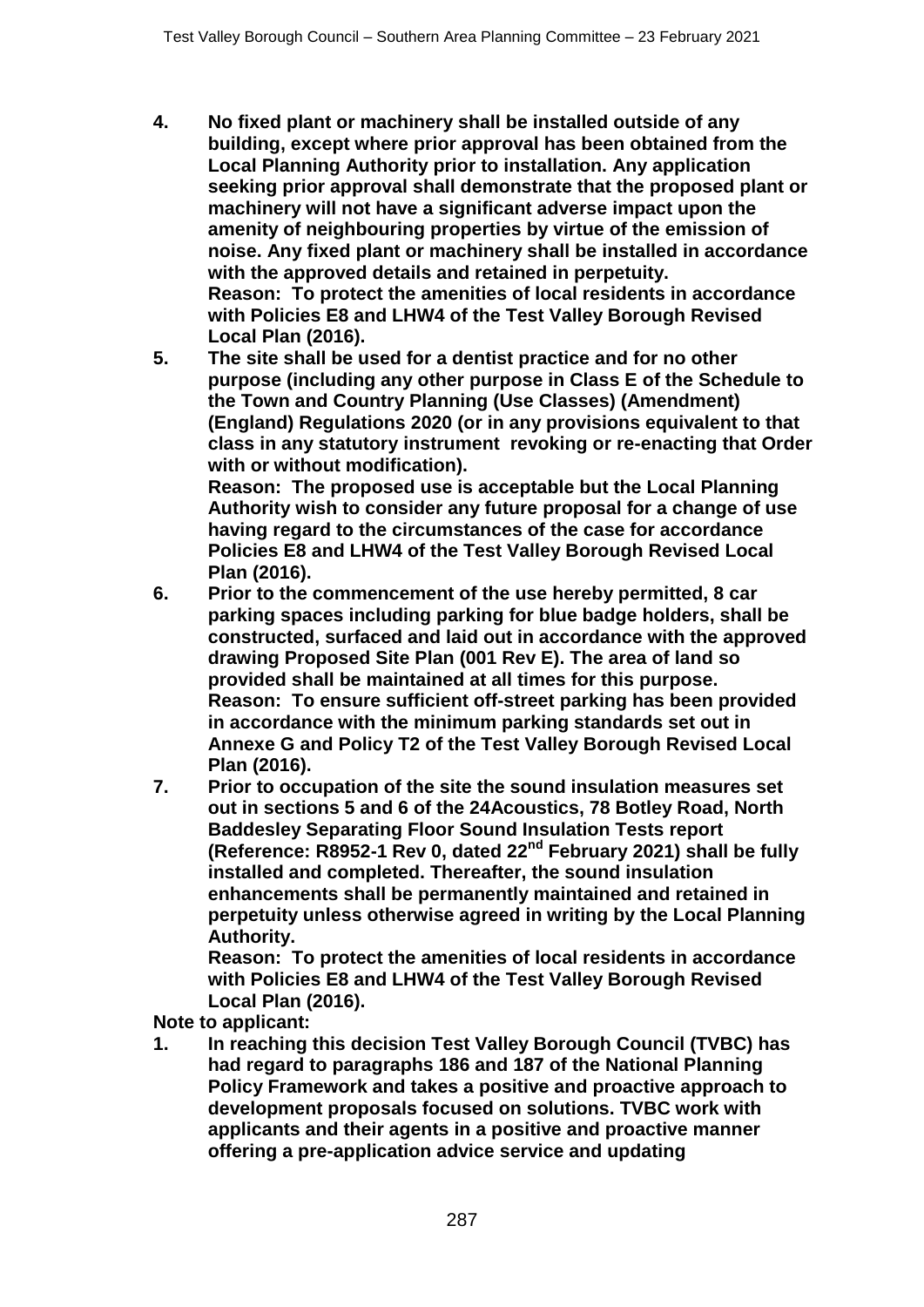4. **No fixed plant or machinery shall be installed outside of any building, except where prior approval has been obtained from the Local Planning Authority prior to installation. Any application seeking prior approval shall demonstrate that the proposed plant or machinery will not have a significant adverse impact upon the amenity of neighbouring properties by virtue of the emission of noise. Any fixed plant or machinery shall be installed in accordance with the approved details and retained in perpetuity.**
   **Reason: To protect the amenities of local residents in accordance with Policies E8 and LHW4 of the Test Valley Borough Revised Local Plan (2016).**
5. **The site shall be used for a dentist practice and for no other purpose (including any other purpose in Class E of the Schedule to the Town and Country Planning (Use Classes) (Amendment) (England) Regulations 2020 (or in any provisions equivalent to that class in any statutory instrument revoking or re-enacting that Order with or without modification).**
   **Reason: The proposed use is acceptable but the Local Planning Authority wish to consider any future proposal for a change of use having regard to the circumstances of the case for accordance Policies E8 and LHW4 of the Test Valley Borough Revised Local Plan (2016).**
6. **Prior to the commencement of the use hereby permitted, 8 car parking spaces including parking for blue badge holders, shall be constructed, surfaced and laid out in accordance with the approved drawing Proposed Site Plan (001 Rev E). The area of land so provided shall be maintained at all times for this purpose.**
   **Reason: To ensure sufficient off-street parking has been provided in accordance with the minimum parking standards set out in Annexe G and Policy T2 of the Test Valley Borough Revised Local Plan (2016).**
7. **Prior to occupation of the site the sound insulation measures set out in sections 5 and 6 of the 24Acoustics, 78 Botley Road, North Baddesley Separating Floor Sound Insulation Tests report (Reference: R8952-1 Rev 0, dated 22nd February 2021) shall be fully installed and completed. Thereafter, the sound insulation enhancements shall be permanently maintained and retained in perpetuity unless otherwise agreed in writing by the Local Planning Authority.**
   **Reason: To protect the amenities of local residents in accordance with Policies E8 and LHW4 of the Test Valley Borough Revised Local Plan (2016).**

**Note to applicant:**

1. **In reaching this decision Test Valley Borough Council (TVBC) has had regard to paragraphs 186 and 187 of the National Planning Policy Framework and takes a positive and proactive approach to development proposals focused on solutions. TVBC work with applicants and their agents in a positive and proactive manner offering a pre-application advice service and updating**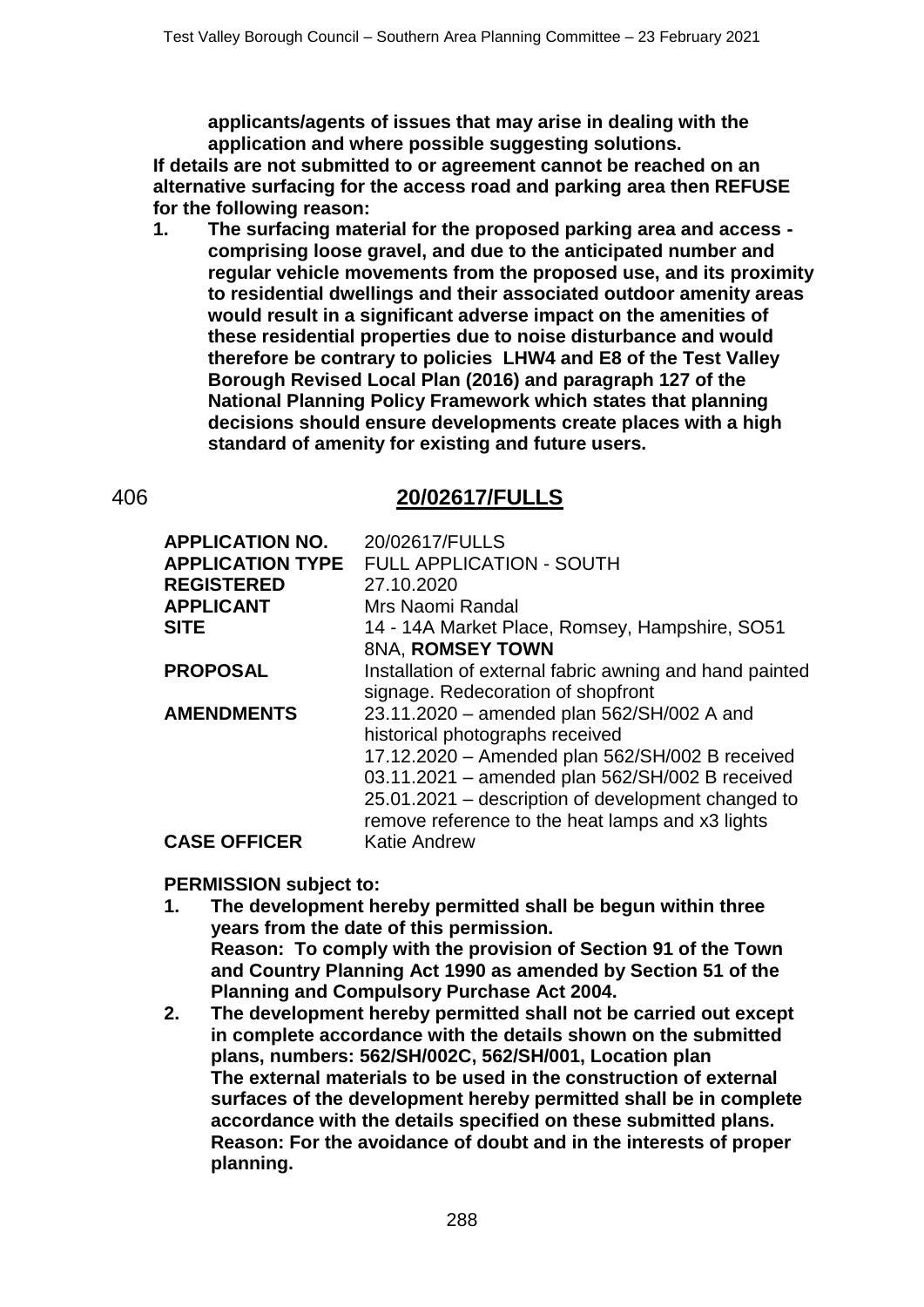**applicants/agents of issues that may arise in dealing with the application and where possible suggesting solutions.**

**If details are not submitted to or agreement cannot be reached on an alternative surfacing for the access road and parking area then REFUSE for the following reason:**

1. **The surfacing material for the proposed parking area and access - comprising loose gravel, and due to the anticipated number and regular vehicle movements from the proposed use, and its proximity to residential dwellings and their associated outdoor amenity areas would result in a significant adverse impact on the amenities of these residential properties due to noise disturbance and would therefore be contrary to policies LHW4 and E8 of the Test Valley Borough Revised Local Plan (2016) and paragraph 127 of the National Planning Policy Framework which states that planning decisions should ensure developments create places with a high standard of amenity for existing and future users.**

## 406 20/02617/FULLS

| | |
|---|---|
| **APPLICATION NO.** | 20/02617/FULLS |
| **APPLICATION TYPE** | FULL APPLICATION - SOUTH |
| **REGISTERED** | 27.10.2020 |
| **APPLICANT** | Mrs Naomi Randal |
| **SITE** | 14 - 14A Market Place, Romsey, Hampshire, SO51 8NA, **ROMSEY TOWN** |
| **PROPOSAL** | Installation of external fabric awning and hand painted signage. Redecoration of shopfront |
| **AMENDMENTS** | 23.11.2020 – amended plan 562/SH/002 A and historical photographs received<br>17.12.2020 – Amended plan 562/SH/002 B received<br>03.11.2021 – amended plan 562/SH/002 B received<br>25.01.2021 – description of development changed to remove reference to the heat lamps and x3 lights |
| **CASE OFFICER** | Katie Andrew |

**PERMISSION subject to:**

1. **The development hereby permitted shall be begun within three years from the date of this permission.**
   **Reason: To comply with the provision of Section 91 of the Town and Country Planning Act 1990 as amended by Section 51 of the Planning and Compulsory Purchase Act 2004.**
2. **The development hereby permitted shall not be carried out except in complete accordance with the details shown on the submitted plans, numbers: 562/SH/002C, 562/SH/001, Location plan**
   **The external materials to be used in the construction of external surfaces of the development hereby permitted shall be in complete accordance with the details specified on these submitted plans.**
   **Reason: For the avoidance of doubt and in the interests of proper planning.**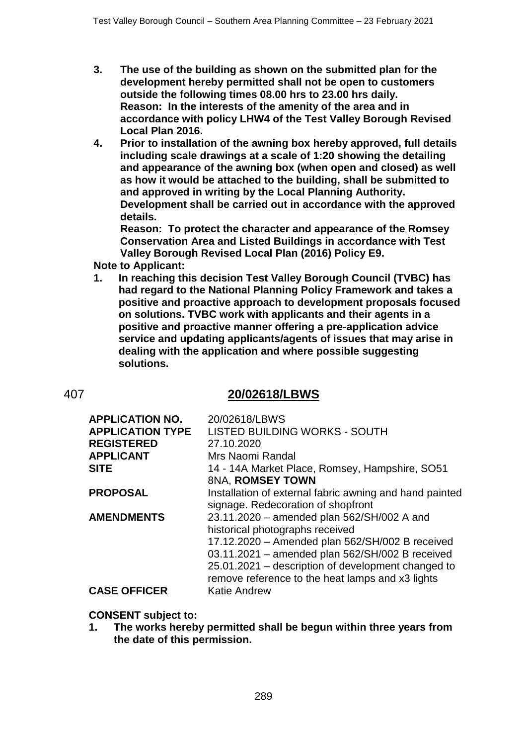3. **The use of the building as shown on the submitted plan for the development hereby permitted shall not be open to customers outside the following times 08.00 hrs to 23.00 hrs daily.**
   **Reason: In the interests of the amenity of the area and in accordance with policy LHW4 of the Test Valley Borough Revised Local Plan 2016.**
4. **Prior to installation of the awning box hereby approved, full details including scale drawings at a scale of 1:20 showing the detailing and appearance of the awning box (when open and closed) as well as how it would be attached to the building, shall be submitted to and approved in writing by the Local Planning Authority. Development shall be carried out in accordance with the approved details.**
   **Reason: To protect the character and appearance of the Romsey Conservation Area and Listed Buildings in accordance with Test Valley Borough Revised Local Plan (2016) Policy E9.**

**Note to Applicant:**

1. **In reaching this decision Test Valley Borough Council (TVBC) has had regard to the National Planning Policy Framework and takes a positive and proactive approach to development proposals focused on solutions. TVBC work with applicants and their agents in a positive and proactive manner offering a pre-application advice service and updating applicants/agents of issues that may arise in dealing with the application and where possible suggesting solutions.**

## 407 20/02618/LBWS

| | |
|---|---|
| **APPLICATION NO.** | 20/02618/LBWS |
| **APPLICATION TYPE** | LISTED BUILDING WORKS - SOUTH |
| **REGISTERED** | 27.10.2020 |
| **APPLICANT** | Mrs Naomi Randal |
| **SITE** | 14 - 14A Market Place, Romsey, Hampshire, SO51 8NA, **ROMSEY TOWN** |
| **PROPOSAL** | Installation of external fabric awning and hand painted signage. Redecoration of shopfront |
| **AMENDMENTS** | 23.11.2020 – amended plan 562/SH/002 A and historical photographs received<br>17.12.2020 – Amended plan 562/SH/002 B received<br>03.11.2021 – amended plan 562/SH/002 B received<br>25.01.2021 – description of development changed to remove reference to the heat lamps and x3 lights |
| **CASE OFFICER** | Katie Andrew |

**CONSENT subject to:**

1. **The works hereby permitted shall be begun within three years from the date of this permission.**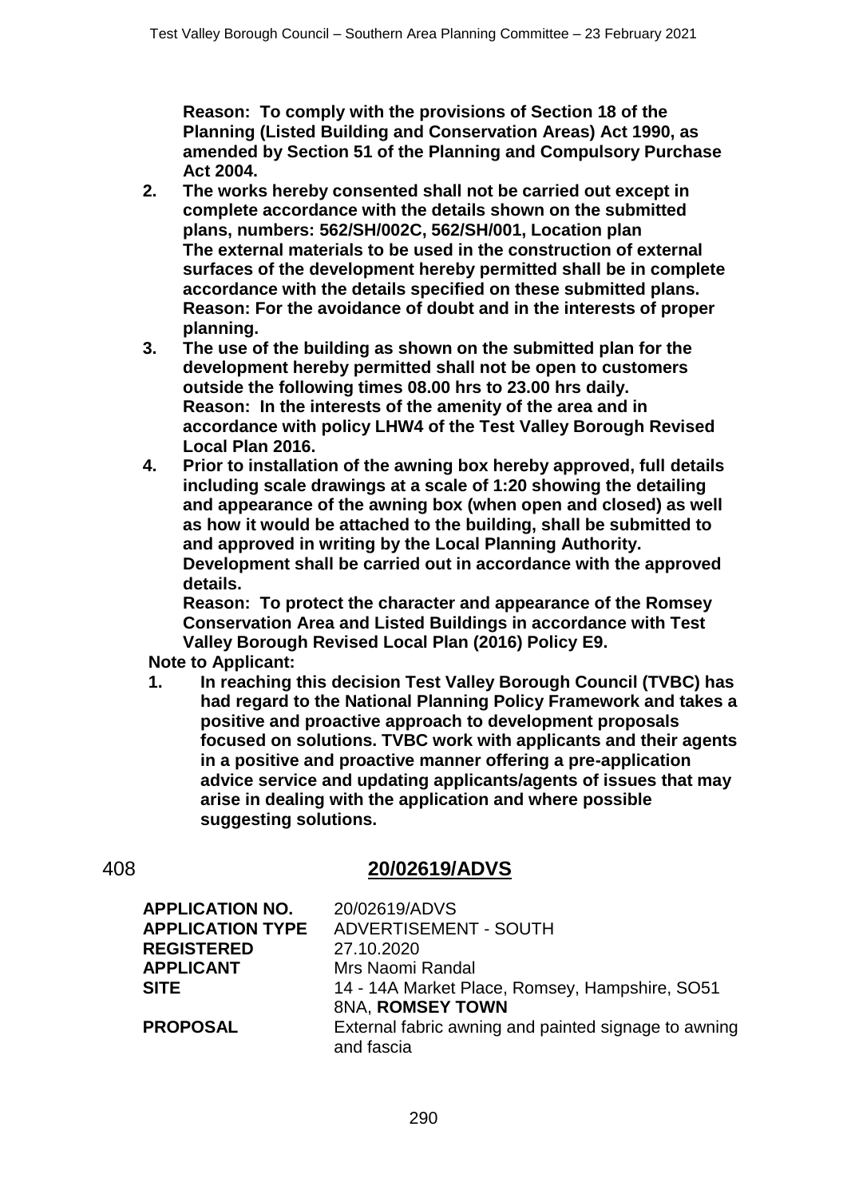**Reason: To comply with the provisions of Section 18 of the Planning (Listed Building and Conservation Areas) Act 1990, as amended by Section 51 of the Planning and Compulsory Purchase Act 2004.**

2. **The works hereby consented shall not be carried out except in complete accordance with the details shown on the submitted plans, numbers: 562/SH/002C, 562/SH/001, Location plan The external materials to be used in the construction of external surfaces of the development hereby permitted shall be in complete accordance with the details specified on these submitted plans. Reason: For the avoidance of doubt and in the interests of proper planning.**
3. **The use of the building as shown on the submitted plan for the development hereby permitted shall not be open to customers outside the following times 08.00 hrs to 23.00 hrs daily. Reason: In the interests of the amenity of the area and in accordance with policy LHW4 of the Test Valley Borough Revised Local Plan 2016.**
4. **Prior to installation of the awning box hereby approved, full details including scale drawings at a scale of 1:20 showing the detailing and appearance of the awning box (when open and closed) as well as how it would be attached to the building, shall be submitted to and approved in writing by the Local Planning Authority. Development shall be carried out in accordance with the approved details.**
   **Reason: To protect the character and appearance of the Romsey Conservation Area and Listed Buildings in accordance with Test Valley Borough Revised Local Plan (2016) Policy E9.**

**Note to Applicant:**

1. **In reaching this decision Test Valley Borough Council (TVBC) has had regard to the National Planning Policy Framework and takes a positive and proactive approach to development proposals focused on solutions. TVBC work with applicants and their agents in a positive and proactive manner offering a pre-application advice service and updating applicants/agents of issues that may arise in dealing with the application and where possible suggesting solutions.**

408 **20/02619/ADVS**

| | |
|---|---|
| **APPLICATION NO.** | 20/02619/ADVS |
| **APPLICATION TYPE** | ADVERTISEMENT - SOUTH |
| **REGISTERED** | 27.10.2020 |
| **APPLICANT** | Mrs Naomi Randal |
| **SITE** | 14 - 14A Market Place, Romsey, Hampshire, SO51 8NA, **ROMSEY TOWN** |
| **PROPOSAL** | External fabric awning and painted signage to awning and fascia |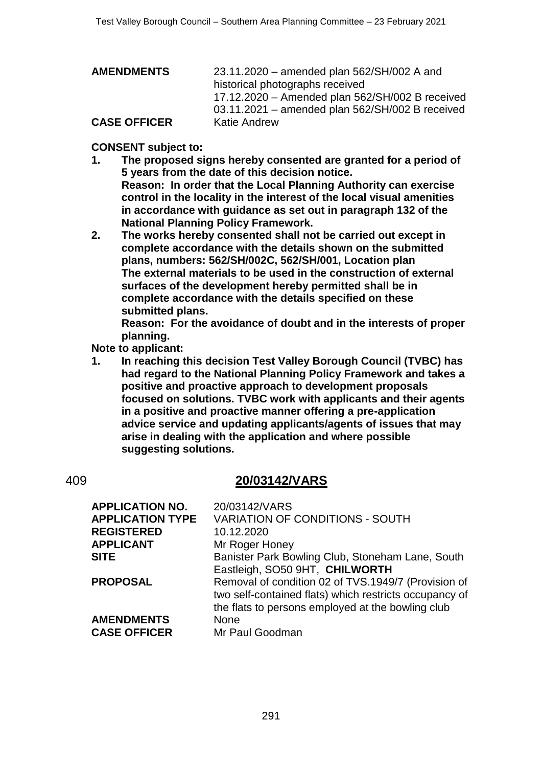| | |
|---|---|
| **AMENDMENTS** | 23.11.2020 – amended plan 562/SH/002 A and historical photographs received<br>17.12.2020 – Amended plan 562/SH/002 B received<br>03.11.2021 – amended plan 562/SH/002 B received |
| **CASE OFFICER** | Katie Andrew |

**CONSENT subject to:**

1. **The proposed signs hereby consented are granted for a period of 5 years from the date of this decision notice.**
   **Reason: In order that the Local Planning Authority can exercise control in the locality in the interest of the local visual amenities in accordance with guidance as set out in paragraph 132 of the National Planning Policy Framework.**
2. **The works hereby consented shall not be carried out except in complete accordance with the details shown on the submitted plans, numbers: 562/SH/002C, 562/SH/001, Location plan**
   **The external materials to be used in the construction of external surfaces of the development hereby permitted shall be in complete accordance with the details specified on these submitted plans.**
   **Reason: For the avoidance of doubt and in the interests of proper planning.**

**Note to applicant:**

1. **In reaching this decision Test Valley Borough Council (TVBC) has had regard to the National Planning Policy Framework and takes a positive and proactive approach to development proposals focused on solutions. TVBC work with applicants and their agents in a positive and proactive manner offering a pre-application advice service and updating applicants/agents of issues that may arise in dealing with the application and where possible suggesting solutions.**

409

## 20/03142/VARS

| | |
|---|---|
| **APPLICATION NO.** | 20/03142/VARS |
| **APPLICATION TYPE** | VARIATION OF CONDITIONS - SOUTH |
| **REGISTERED** | 10.12.2020 |
| **APPLICANT** | Mr Roger Honey |
| **SITE** | Banister Park Bowling Club, Stoneham Lane, South Eastleigh, SO50 9HT, **CHILWORTH** |
| **PROPOSAL** | Removal of condition 02 of TVS.1949/7 (Provision of two self-contained flats) which restricts occupancy of the flats to persons employed at the bowling club |
| **AMENDMENTS** | None |
| **CASE OFFICER** | Mr Paul Goodman |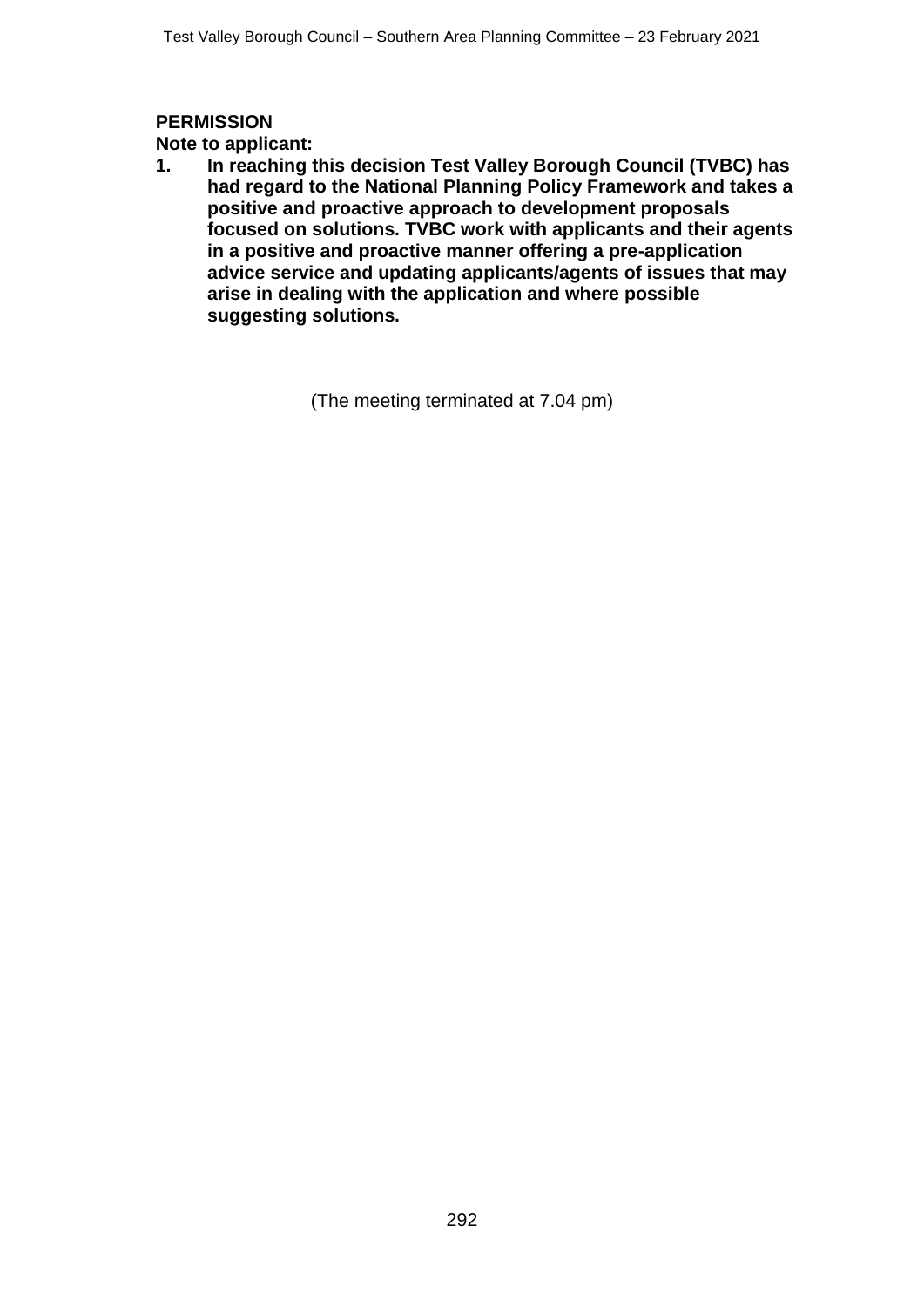**PERMISSION**

**Note to applicant:**

1. **In reaching this decision Test Valley Borough Council (TVBC) has had regard to the National Planning Policy Framework and takes a positive and proactive approach to development proposals focused on solutions. TVBC work with applicants and their agents in a positive and proactive manner offering a pre-application advice service and updating applicants/agents of issues that may arise in dealing with the application and where possible suggesting solutions.**

(The meeting terminated at 7.04 pm)